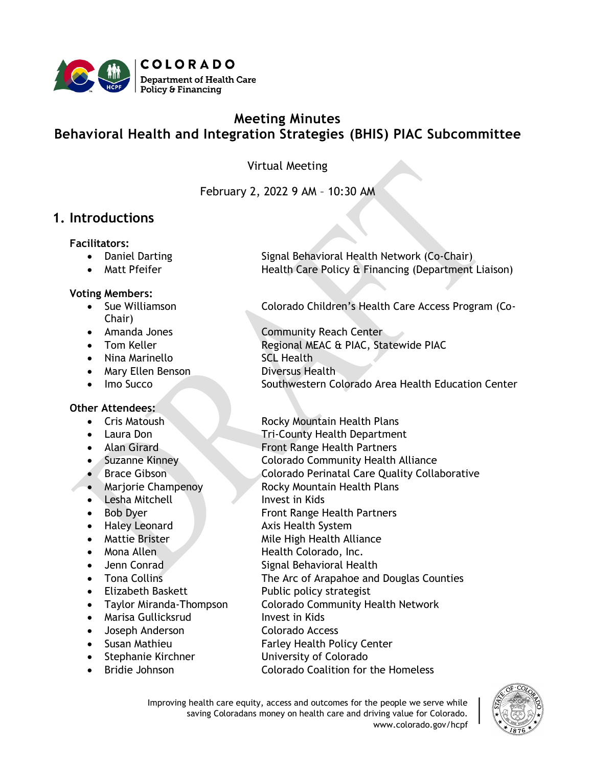# Meeting Minutes

## Behavioral Health and Integration Strategies (BHIS) PIAC Subcommittee

Virtual Meeting

February 2, 2022 9 AM – 10:30 AM

## 1. Introductions

**Facilitators:**

- Daniel Darting — Signal Behavioral Health Network (Co-Chair)
- Matt Pfeifer — Health Care Policy & Financing (Department Liaison)

**Voting Members:**

- Sue Williamson — Colorado Children's Health Care Access Program (Co-Chair)
- Amanda Jones — Community Reach Center
- Tom Keller — Regional MEAC & PIAC, Statewide PIAC
- Nina Marinello — SCL Health
- Mary Ellen Benson — Diversus Health
- Imo Succo — Southwestern Colorado Area Health Education Center

**Other Attendees:**

- Cris Matoush — Rocky Mountain Health Plans
- Laura Don — Tri-County Health Department
- Alan Girard — Front Range Health Partners
- Suzanne Kinney — Colorado Community Health Alliance
- Brace Gibson — Colorado Perinatal Care Quality Collaborative
- Marjorie Champenoy — Rocky Mountain Health Plans
- Lesha Mitchell — Invest in Kids
- Bob Dyer — Front Range Health Partners
- Haley Leonard — Axis Health System
- Mattie Brister — Mile High Health Alliance
- Mona Allen — Health Colorado, Inc.
- Jenn Conrad — Signal Behavioral Health
- Tona Collins — The Arc of Arapahoe and Douglas Counties
- Elizabeth Baskett — Public policy strategist
- Taylor Miranda-Thompson — Colorado Community Health Network
- Marisa Gullicksrud — Invest in Kids
- Joseph Anderson — Colorado Access
- Susan Mathieu — Farley Health Policy Center
- Stephanie Kirchner — University of Colorado
- Bridie Johnson — Colorado Coalition for the Homeless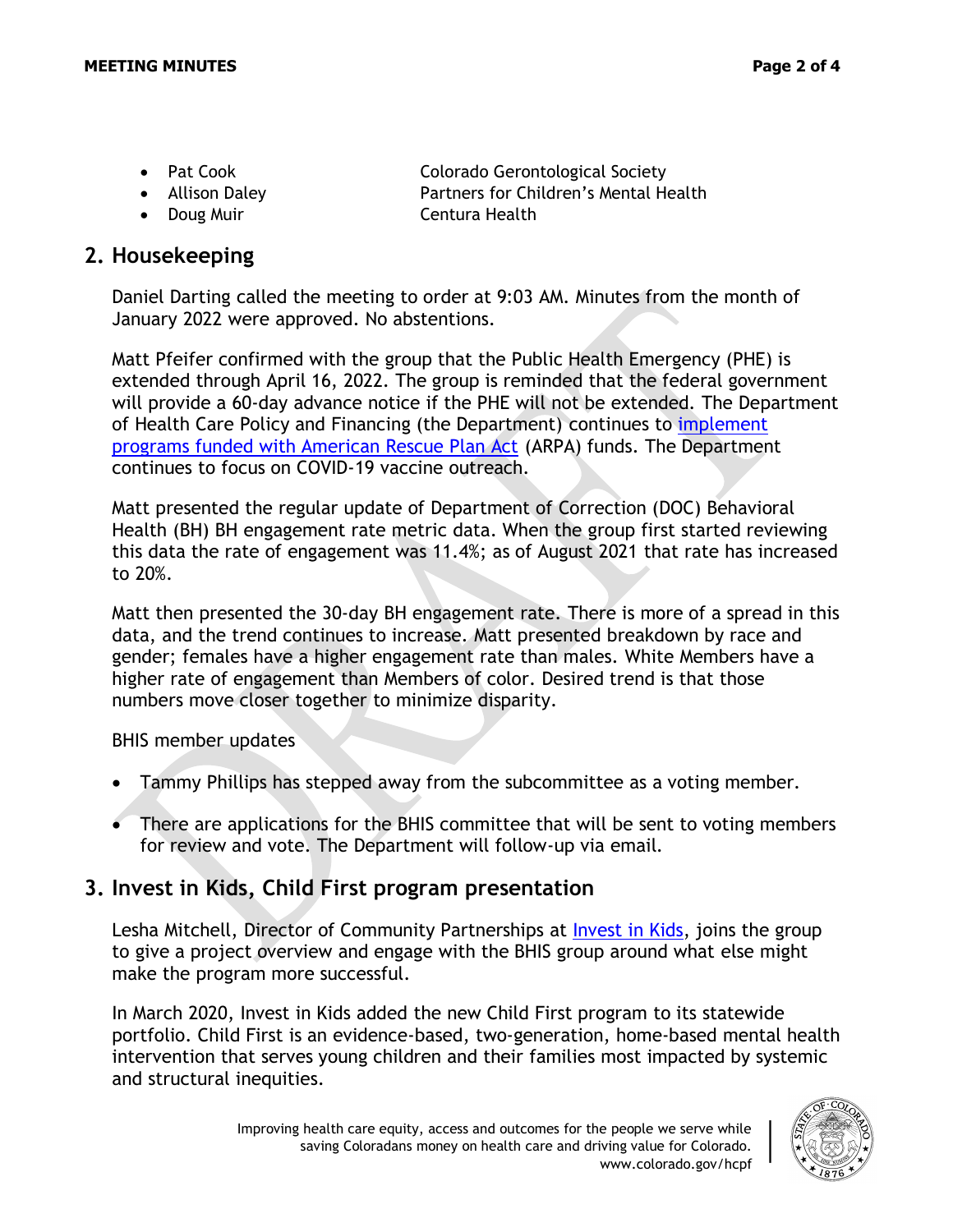- Pat Cook — Colorado Gerontological Society
- Allison Daley — Partners for Children's Mental Health
- Doug Muir — Centura Health

## 2. Housekeeping

Daniel Darting called the meeting to order at 9:03 AM. Minutes from the month of January 2022 were approved. No abstentions.

Matt Pfeifer confirmed with the group that the Public Health Emergency (PHE) is extended through April 16, 2022. The group is reminded that the federal government will provide a 60-day advance notice if the PHE will not be extended. The Department of Health Care Policy and Financing (the Department) continues to [implement programs funded with American Rescue Plan Act](implement programs funded with American Rescue Plan Act) (ARPA) funds. The Department continues to focus on COVID-19 vaccine outreach.

Matt presented the regular update of Department of Correction (DOC) Behavioral Health (BH) BH engagement rate metric data. When the group first started reviewing this data the rate of engagement was 11.4%; as of August 2021 that rate has increased to 20%.

Matt then presented the 30-day BH engagement rate. There is more of a spread in this data, and the trend continues to increase. Matt presented breakdown by race and gender; females have a higher engagement rate than males. White Members have a higher rate of engagement than Members of color. Desired trend is that those numbers move closer together to minimize disparity.

BHIS member updates

- Tammy Phillips has stepped away from the subcommittee as a voting member.
- There are applications for the BHIS committee that will be sent to voting members for review and vote. The Department will follow-up via email.

## 3. Invest in Kids, Child First program presentation

Lesha Mitchell, Director of Community Partnerships at Invest in Kids, joins the group to give a project overview and engage with the BHIS group around what else might make the program more successful.

In March 2020, Invest in Kids added the new Child First program to its statewide portfolio. Child First is an evidence-based, two-generation, home-based mental health intervention that serves young children and their families most impacted by systemic and structural inequities.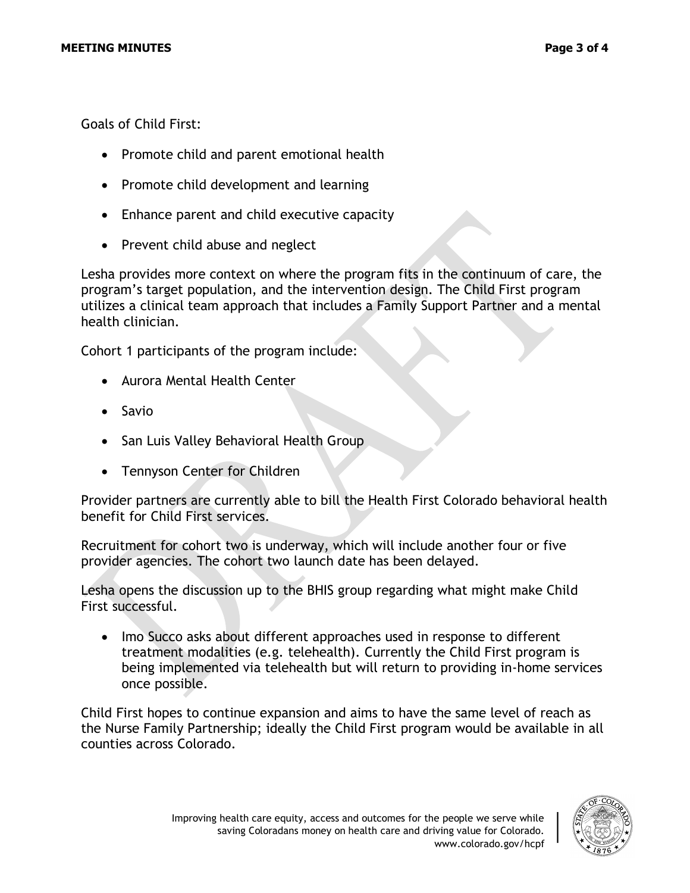Goals of Child First:

- Promote child and parent emotional health
- Promote child development and learning
- Enhance parent and child executive capacity
- Prevent child abuse and neglect

Lesha provides more context on where the program fits in the continuum of care, the program's target population, and the intervention design. The Child First program utilizes a clinical team approach that includes a Family Support Partner and a mental health clinician.

Cohort 1 participants of the program include:

- Aurora Mental Health Center
- Savio
- San Luis Valley Behavioral Health Group
- Tennyson Center for Children

Provider partners are currently able to bill the Health First Colorado behavioral health benefit for Child First services.

Recruitment for cohort two is underway, which will include another four or five provider agencies. The cohort two launch date has been delayed.

Lesha opens the discussion up to the BHIS group regarding what might make Child First successful.

- Imo Succo asks about different approaches used in response to different treatment modalities (e.g. telehealth). Currently the Child First program is being implemented via telehealth but will return to providing in-home services once possible.

Child First hopes to continue expansion and aims to have the same level of reach as the Nurse Family Partnership; ideally the Child First program would be available in all counties across Colorado.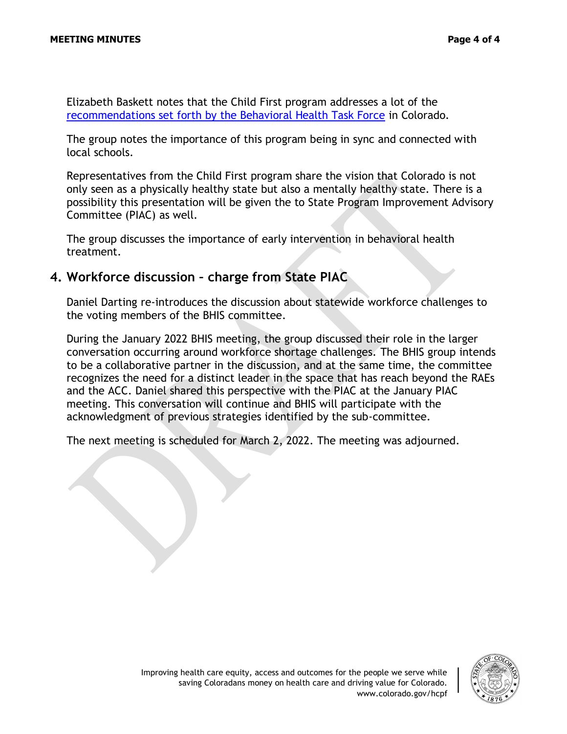Elizabeth Baskett notes that the Child First program addresses a lot of the recommendations set forth by the Behavioral Health Task Force in Colorado.

The group notes the importance of this program being in sync and connected with local schools.

Representatives from the Child First program share the vision that Colorado is not only seen as a physically healthy state but also a mentally healthy state. There is a possibility this presentation will be given the to State Program Improvement Advisory Committee (PIAC) as well.

The group discusses the importance of early intervention in behavioral health treatment.

## 4. Workforce discussion – charge from State PIAC

Daniel Darting re-introduces the discussion about statewide workforce challenges to the voting members of the BHIS committee.

During the January 2022 BHIS meeting, the group discussed their role in the larger conversation occurring around workforce shortage challenges. The BHIS group intends to be a collaborative partner in the discussion, and at the same time, the committee recognizes the need for a distinct leader in the space that has reach beyond the RAEs and the ACC. Daniel shared this perspective with the PIAC at the January PIAC meeting. This conversation will continue and BHIS will participate with the acknowledgment of previous strategies identified by the sub-committee.

The next meeting is scheduled for March 2, 2022. The meeting was adjourned.